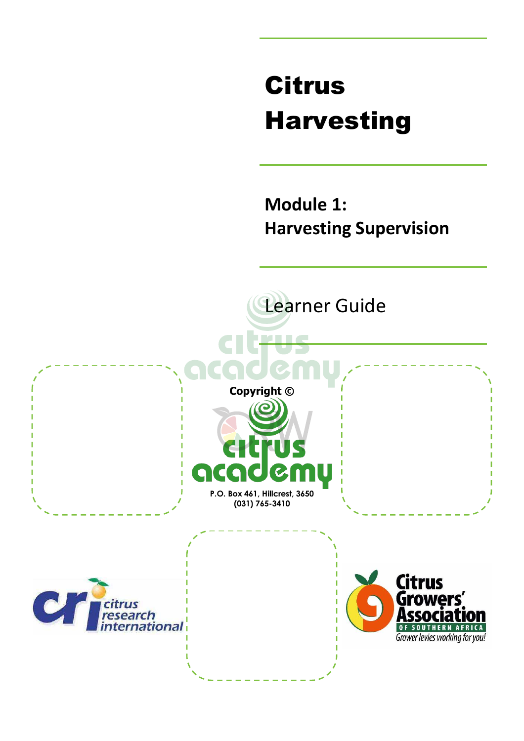# Citrus Harvesting

## Module 1: Harvesting Supervision

Learner Guide

Copyright ©

citrus academy

P.O. Box 461, Hillcrest, 3650
(031) 765-3410

citrus research international

Citrus Growers' Association
OF SOUTHERN AFRICA
Grower levies working for you!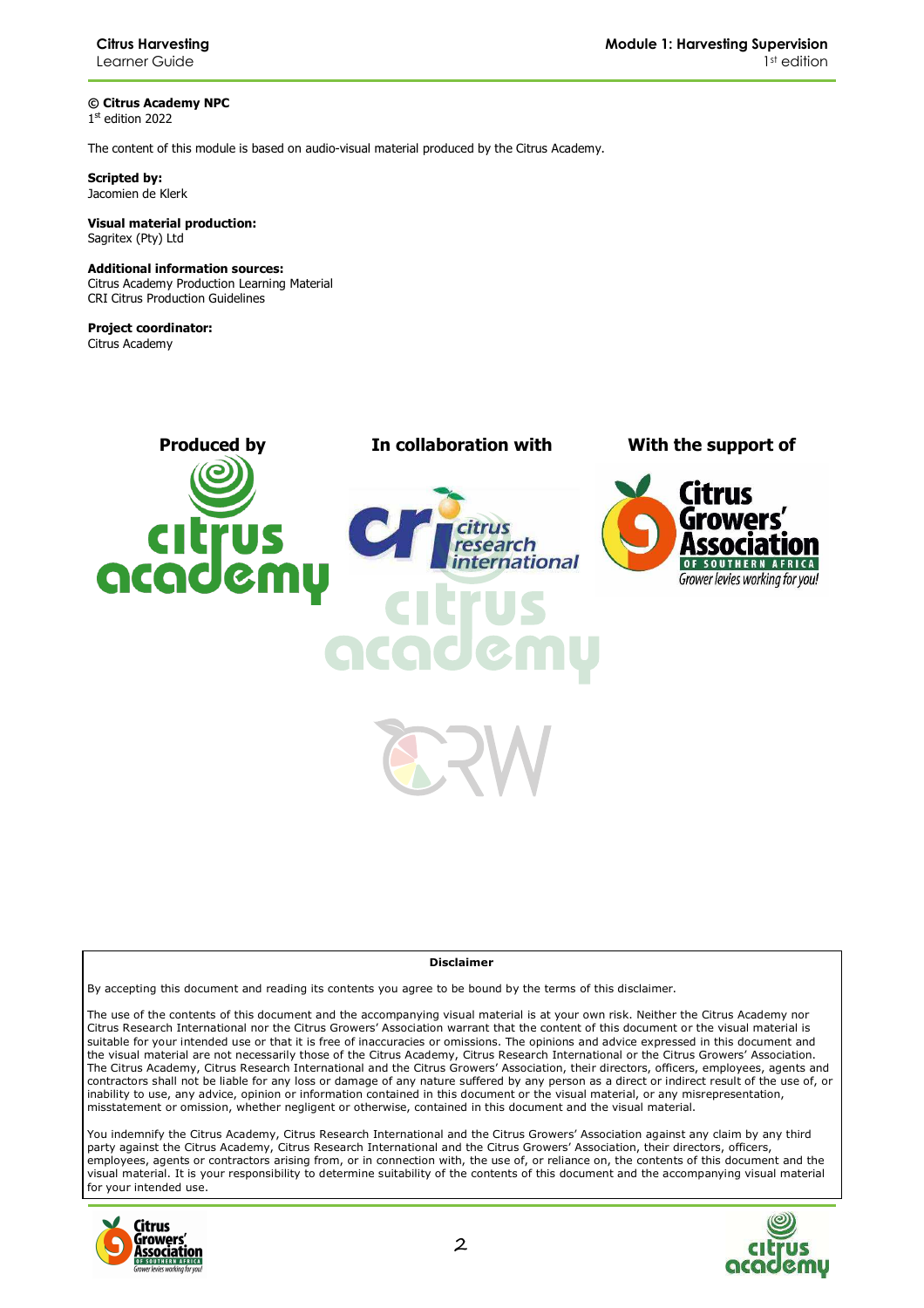**© Citrus Academy NPC**
1st edition 2022

The content of this module is based on audio-visual material produced by the Citrus Academy.

**Scripted by:**
Jacomien de Klerk

**Visual material production:**
Sagritex (Pty) Ltd

**Additional information sources:**
Citrus Academy Production Learning Material
CRI Citrus Production Guidelines

**Project coordinator:**
Citrus Academy

**Produced by** | **In collaboration with** | **With the support of**

**Disclaimer**

By accepting this document and reading its contents you agree to be bound by the terms of this disclaimer.

The use of the contents of this document and the accompanying visual material is at your own risk. Neither the Citrus Academy nor Citrus Research International nor the Citrus Growers' Association warrant that the content of this document or the visual material is suitable for your intended use or that it is free of inaccuracies or omissions. The opinions and advice expressed in this document and the visual material are not necessarily those of the Citrus Academy, Citrus Research International or the Citrus Growers' Association. The Citrus Academy, Citrus Research International and the Citrus Growers' Association, their directors, officers, employees, agents and contractors shall not be liable for any loss or damage of any nature suffered by any person as a direct or indirect result of the use of, or inability to use, any advice, opinion or information contained in this document or the visual material, or any misrepresentation, misstatement or omission, whether negligent or otherwise, contained in this document and the visual material.

You indemnify the Citrus Academy, Citrus Research International and the Citrus Growers' Association against any claim by any third party against the Citrus Academy, Citrus Research International and the Citrus Growers' Association, their directors, officers, employees, agents or contractors arising from, or in connection with, the use of, or reliance on, the contents of this document and the visual material. It is your responsibility to determine suitability of the contents of this document and the accompanying visual material for your intended use.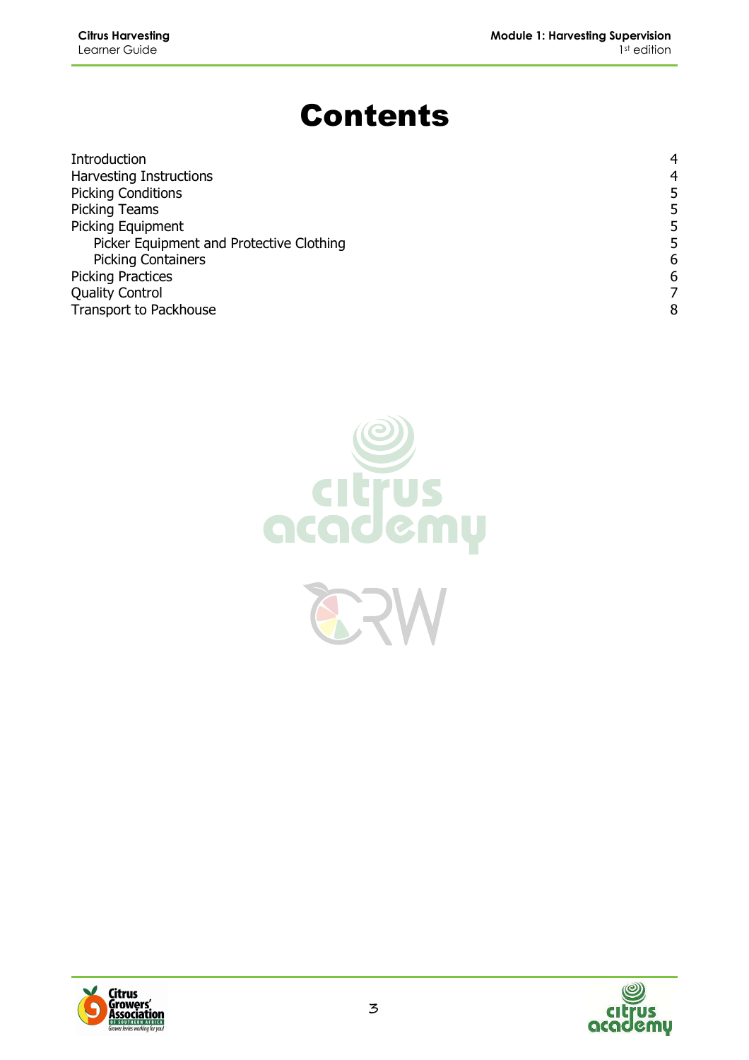# Contents

| | |
|---|---|
| Introduction | 4 |
| Harvesting Instructions | 4 |
| Picking Conditions | 5 |
| Picking Teams | 5 |
| Picking Equipment | 5 |
| &nbsp;&nbsp;&nbsp;&nbsp;Picker Equipment and Protective Clothing | 5 |
| &nbsp;&nbsp;&nbsp;&nbsp;Picking Containers | 6 |
| Picking Practices | 6 |
| Quality Control | 7 |
| Transport to Packhouse | 8 |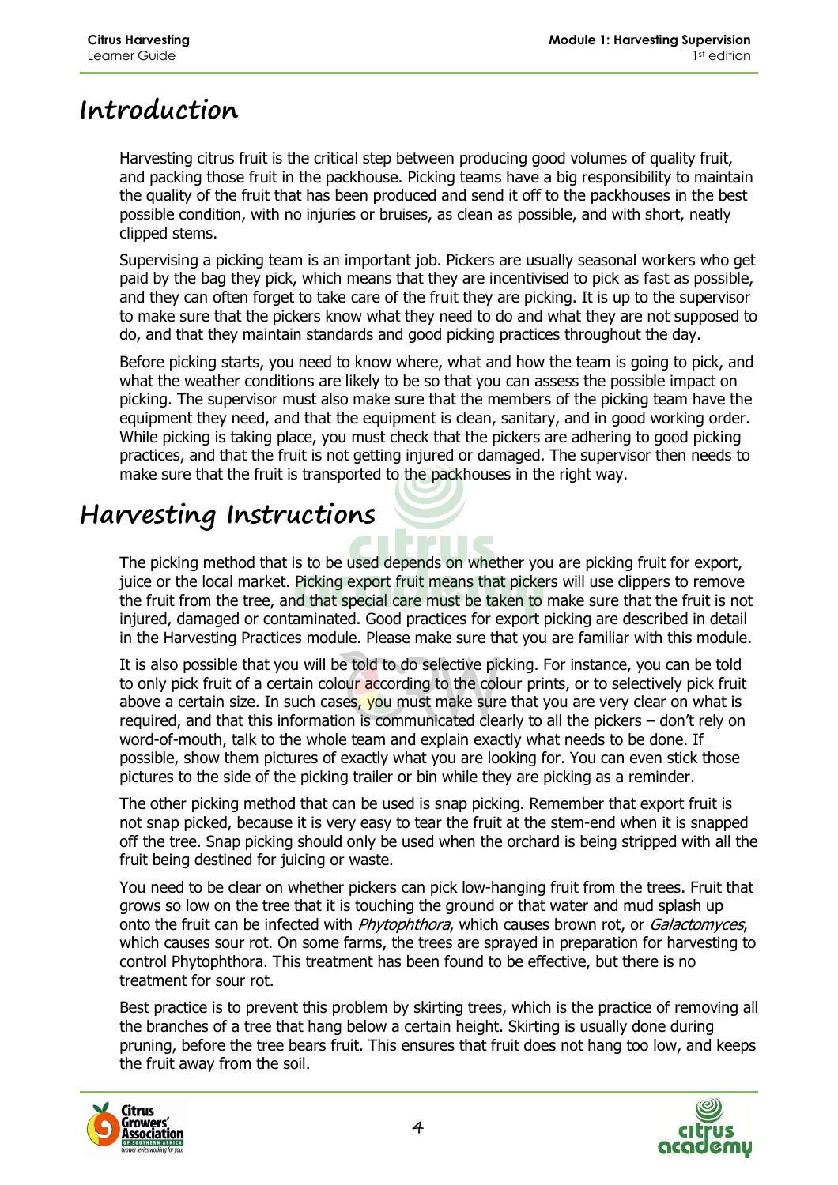# Introduction

Harvesting citrus fruit is the critical step between producing good volumes of quality fruit, and packing those fruit in the packhouse. Picking teams have a big responsibility to maintain the quality of the fruit that has been produced and send it off to the packhouses in the best possible condition, with no injuries or bruises, as clean as possible, and with short, neatly clipped stems.

Supervising a picking team is an important job. Pickers are usually seasonal workers who get paid by the bag they pick, which means that they are incentivised to pick as fast as possible, and they can often forget to take care of the fruit they are picking. It is up to the supervisor to make sure that the pickers know what they need to do and what they are not supposed to do, and that they maintain standards and good picking practices throughout the day.

Before picking starts, you need to know where, what and how the team is going to pick, and what the weather conditions are likely to be so that you can assess the possible impact on picking. The supervisor must also make sure that the members of the picking team have the equipment they need, and that the equipment is clean, sanitary, and in good working order. While picking is taking place, you must check that the pickers are adhering to good picking practices, and that the fruit is not getting injured or damaged. The supervisor then needs to make sure that the fruit is transported to the packhouses in the right way.

# Harvesting Instructions

The picking method that is to be used depends on whether you are picking fruit for export, juice or the local market. Picking export fruit means that pickers will use clippers to remove the fruit from the tree, and that special care must be taken to make sure that the fruit is not injured, damaged or contaminated. Good practices for export picking are described in detail in the Harvesting Practices module. Please make sure that you are familiar with this module.

It is also possible that you will be told to do selective picking. For instance, you can be told to only pick fruit of a certain colour according to the colour prints, or to selectively pick fruit above a certain size. In such cases, you must make sure that you are very clear on what is required, and that this information is communicated clearly to all the pickers – don't rely on word-of-mouth, talk to the whole team and explain exactly what needs to be done. If possible, show them pictures of exactly what you are looking for. You can even stick those pictures to the side of the picking trailer or bin while they are picking as a reminder.

The other picking method that can be used is snap picking. Remember that export fruit is not snap picked, because it is very easy to tear the fruit at the stem-end when it is snapped off the tree. Snap picking should only be used when the orchard is being stripped with all the fruit being destined for juicing or waste.

You need to be clear on whether pickers can pick low-hanging fruit from the trees. Fruit that grows so low on the tree that it is touching the ground or that water and mud splash up onto the fruit can be infected with *Phytophthora*, which causes brown rot, or *Galactomyces*, which causes sour rot. On some farms, the trees are sprayed in preparation for harvesting to control Phytophthora. This treatment has been found to be effective, but there is no treatment for sour rot.

Best practice is to prevent this problem by skirting trees, which is the practice of removing all the branches of a tree that hang below a certain height. Skirting is usually done during pruning, before the tree bears fruit. This ensures that fruit does not hang too low, and keeps the fruit away from the soil.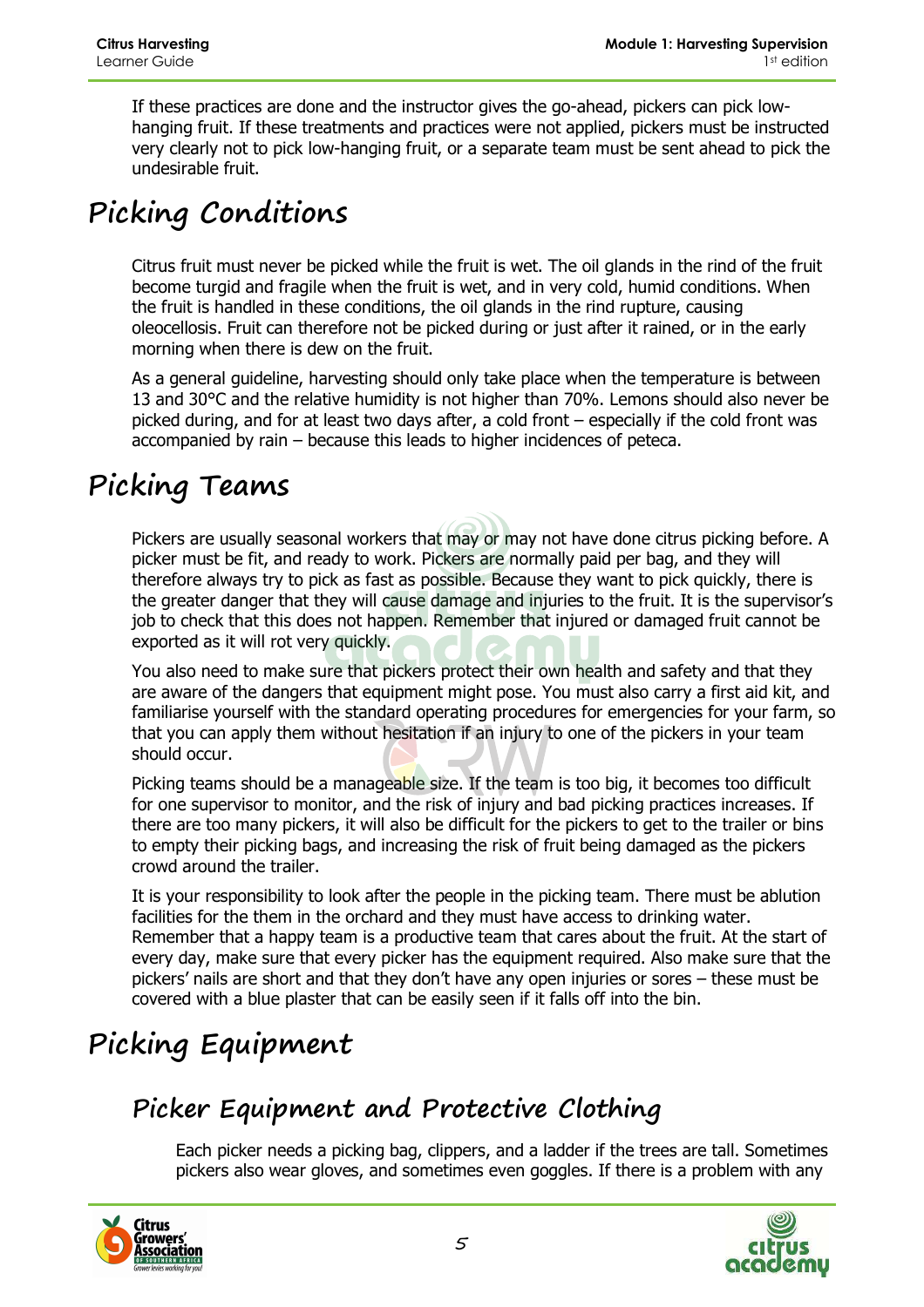If these practices are done and the instructor gives the go-ahead, pickers can pick low-hanging fruit. If these treatments and practices were not applied, pickers must be instructed very clearly not to pick low-hanging fruit, or a separate team must be sent ahead to pick the undesirable fruit.

# Picking Conditions

Citrus fruit must never be picked while the fruit is wet. The oil glands in the rind of the fruit become turgid and fragile when the fruit is wet, and in very cold, humid conditions. When the fruit is handled in these conditions, the oil glands in the rind rupture, causing oleocellosis. Fruit can therefore not be picked during or just after it rained, or in the early morning when there is dew on the fruit.

As a general guideline, harvesting should only take place when the temperature is between 13 and 30°C and the relative humidity is not higher than 70%. Lemons should also never be picked during, and for at least two days after, a cold front – especially if the cold front was accompanied by rain – because this leads to higher incidences of peteca.

# Picking Teams

Pickers are usually seasonal workers that may or may not have done citrus picking before. A picker must be fit, and ready to work. Pickers are normally paid per bag, and they will therefore always try to pick as fast as possible. Because they want to pick quickly, there is the greater danger that they will cause damage and injuries to the fruit. It is the supervisor's job to check that this does not happen. Remember that injured or damaged fruit cannot be exported as it will rot very quickly.

You also need to make sure that pickers protect their own health and safety and that they are aware of the dangers that equipment might pose. You must also carry a first aid kit, and familiarise yourself with the standard operating procedures for emergencies for your farm, so that you can apply them without hesitation if an injury to one of the pickers in your team should occur.

Picking teams should be a manageable size. If the team is too big, it becomes too difficult for one supervisor to monitor, and the risk of injury and bad picking practices increases. If there are too many pickers, it will also be difficult for the pickers to get to the trailer or bins to empty their picking bags, and increasing the risk of fruit being damaged as the pickers crowd around the trailer.

It is your responsibility to look after the people in the picking team. There must be ablution facilities for the them in the orchard and they must have access to drinking water. Remember that a happy team is a productive team that cares about the fruit. At the start of every day, make sure that every picker has the equipment required. Also make sure that the pickers' nails are short and that they don't have any open injuries or sores – these must be covered with a blue plaster that can be easily seen if it falls off into the bin.

# Picking Equipment

## Picker Equipment and Protective Clothing

Each picker needs a picking bag, clippers, and a ladder if the trees are tall. Sometimes pickers also wear gloves, and sometimes even goggles. If there is a problem with any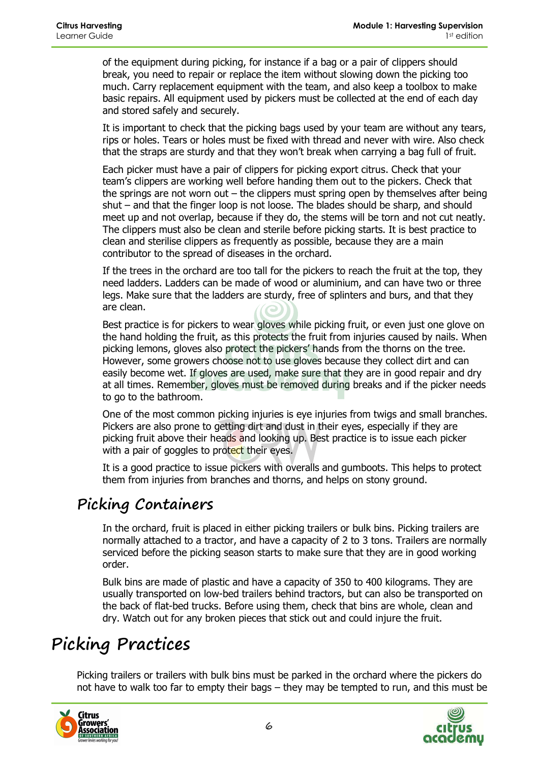of the equipment during picking, for instance if a bag or a pair of clippers should break, you need to repair or replace the item without slowing down the picking too much. Carry replacement equipment with the team, and also keep a toolbox to make basic repairs. All equipment used by pickers must be collected at the end of each day and stored safely and securely.

It is important to check that the picking bags used by your team are without any tears, rips or holes. Tears or holes must be fixed with thread and never with wire. Also check that the straps are sturdy and that they won't break when carrying a bag full of fruit.

Each picker must have a pair of clippers for picking export citrus. Check that your team's clippers are working well before handing them out to the pickers. Check that the springs are not worn out – the clippers must spring open by themselves after being shut – and that the finger loop is not loose. The blades should be sharp, and should meet up and not overlap, because if they do, the stems will be torn and not cut neatly. The clippers must also be clean and sterile before picking starts. It is best practice to clean and sterilise clippers as frequently as possible, because they are a main contributor to the spread of diseases in the orchard.

If the trees in the orchard are too tall for the pickers to reach the fruit at the top, they need ladders. Ladders can be made of wood or aluminium, and can have two or three legs. Make sure that the ladders are sturdy, free of splinters and burs, and that they are clean.

Best practice is for pickers to wear gloves while picking fruit, or even just one glove on the hand holding the fruit, as this protects the fruit from injuries caused by nails. When picking lemons, gloves also protect the pickers' hands from the thorns on the tree. However, some growers choose not to use gloves because they collect dirt and can easily become wet. If gloves are used, make sure that they are in good repair and dry at all times. Remember, gloves must be removed during breaks and if the picker needs to go to the bathroom.

One of the most common picking injuries is eye injuries from twigs and small branches. Pickers are also prone to getting dirt and dust in their eyes, especially if they are picking fruit above their heads and looking up. Best practice is to issue each picker with a pair of goggles to protect their eyes.

It is a good practice to issue pickers with overalls and gumboots. This helps to protect them from injuries from branches and thorns, and helps on stony ground.

## Picking Containers

In the orchard, fruit is placed in either picking trailers or bulk bins. Picking trailers are normally attached to a tractor, and have a capacity of 2 to 3 tons. Trailers are normally serviced before the picking season starts to make sure that they are in good working order.

Bulk bins are made of plastic and have a capacity of 350 to 400 kilograms. They are usually transported on low-bed trailers behind tractors, but can also be transported on the back of flat-bed trucks. Before using them, check that bins are whole, clean and dry. Watch out for any broken pieces that stick out and could injure the fruit.

# Picking Practices

Picking trailers or trailers with bulk bins must be parked in the orchard where the pickers do not have to walk too far to empty their bags – they may be tempted to run, and this must be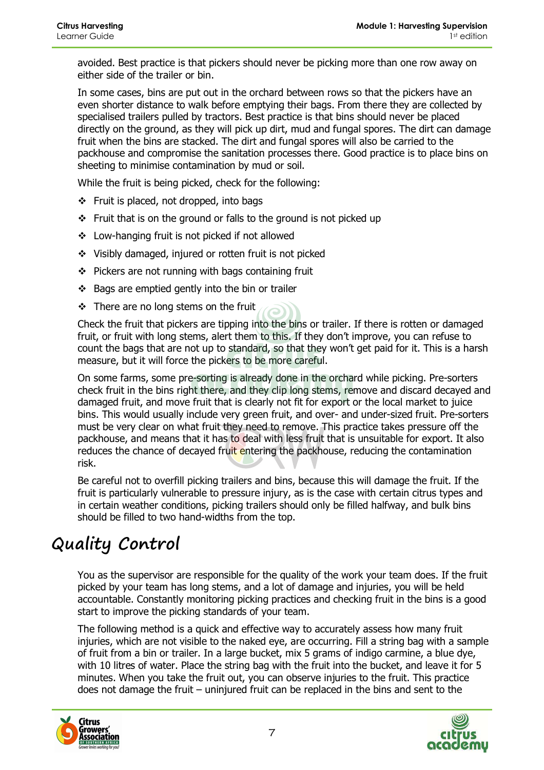avoided. Best practice is that pickers should never be picking more than one row away on either side of the trailer or bin.

In some cases, bins are put out in the orchard between rows so that the pickers have an even shorter distance to walk before emptying their bags. From there they are collected by specialised trailers pulled by tractors. Best practice is that bins should never be placed directly on the ground, as they will pick up dirt, mud and fungal spores. The dirt can damage fruit when the bins are stacked. The dirt and fungal spores will also be carried to the packhouse and compromise the sanitation processes there. Good practice is to place bins on sheeting to minimise contamination by mud or soil.

While the fruit is being picked, check for the following:

- Fruit is placed, not dropped, into bags
- Fruit that is on the ground or falls to the ground is not picked up
- Low-hanging fruit is not picked if not allowed
- Visibly damaged, injured or rotten fruit is not picked
- Pickers are not running with bags containing fruit
- Bags are emptied gently into the bin or trailer
- There are no long stems on the fruit

Check the fruit that pickers are tipping into the bins or trailer. If there is rotten or damaged fruit, or fruit with long stems, alert them to this. If they don't improve, you can refuse to count the bags that are not up to standard, so that they won't get paid for it. This is a harsh measure, but it will force the pickers to be more careful.

On some farms, some pre-sorting is already done in the orchard while picking. Pre-sorters check fruit in the bins right there, and they clip long stems, remove and discard decayed and damaged fruit, and move fruit that is clearly not fit for export or the local market to juice bins. This would usually include very green fruit, and over- and under-sized fruit. Pre-sorters must be very clear on what fruit they need to remove. This practice takes pressure off the packhouse, and means that it has to deal with less fruit that is unsuitable for export. It also reduces the chance of decayed fruit entering the packhouse, reducing the contamination risk.

Be careful not to overfill picking trailers and bins, because this will damage the fruit. If the fruit is particularly vulnerable to pressure injury, as is the case with certain citrus types and in certain weather conditions, picking trailers should only be filled halfway, and bulk bins should be filled to two hand-widths from the top.

# Quality Control

You as the supervisor are responsible for the quality of the work your team does. If the fruit picked by your team has long stems, and a lot of damage and injuries, you will be held accountable. Constantly monitoring picking practices and checking fruit in the bins is a good start to improve the picking standards of your team.

The following method is a quick and effective way to accurately assess how many fruit injuries, which are not visible to the naked eye, are occurring. Fill a string bag with a sample of fruit from a bin or trailer. In a large bucket, mix 5 grams of indigo carmine, a blue dye, with 10 litres of water. Place the string bag with the fruit into the bucket, and leave it for 5 minutes. When you take the fruit out, you can observe injuries to the fruit. This practice does not damage the fruit – uninjured fruit can be replaced in the bins and sent to the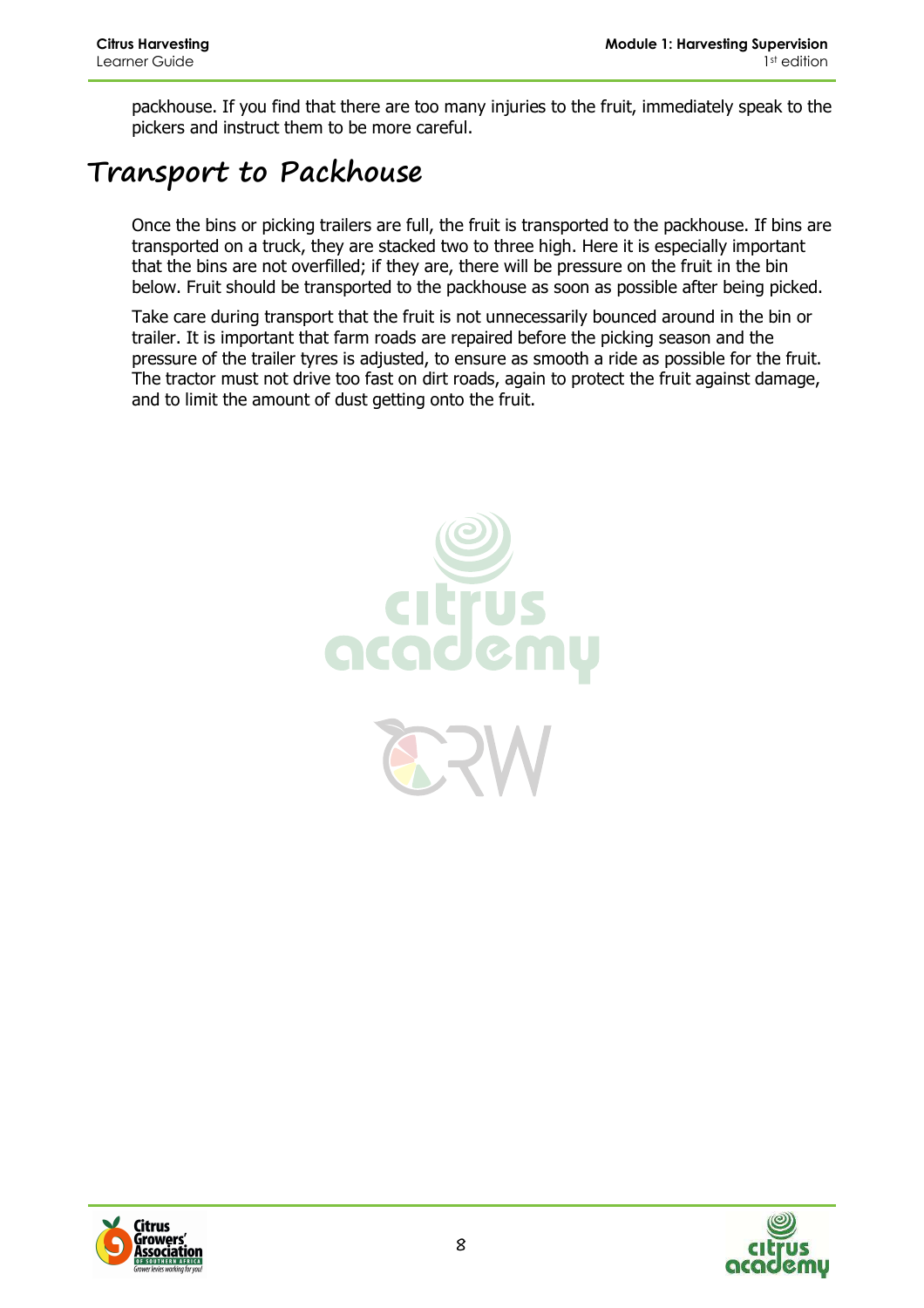packhouse. If you find that there are too many injuries to the fruit, immediately speak to the pickers and instruct them to be more careful.

# Transport to Packhouse

Once the bins or picking trailers are full, the fruit is transported to the packhouse. If bins are transported on a truck, they are stacked two to three high. Here it is especially important that the bins are not overfilled; if they are, there will be pressure on the fruit in the bin below. Fruit should be transported to the packhouse as soon as possible after being picked.

Take care during transport that the fruit is not unnecessarily bounced around in the bin or trailer. It is important that farm roads are repaired before the picking season and the pressure of the trailer tyres is adjusted, to ensure as smooth a ride as possible for the fruit. The tractor must not drive too fast on dirt roads, again to protect the fruit against damage, and to limit the amount of dust getting onto the fruit.